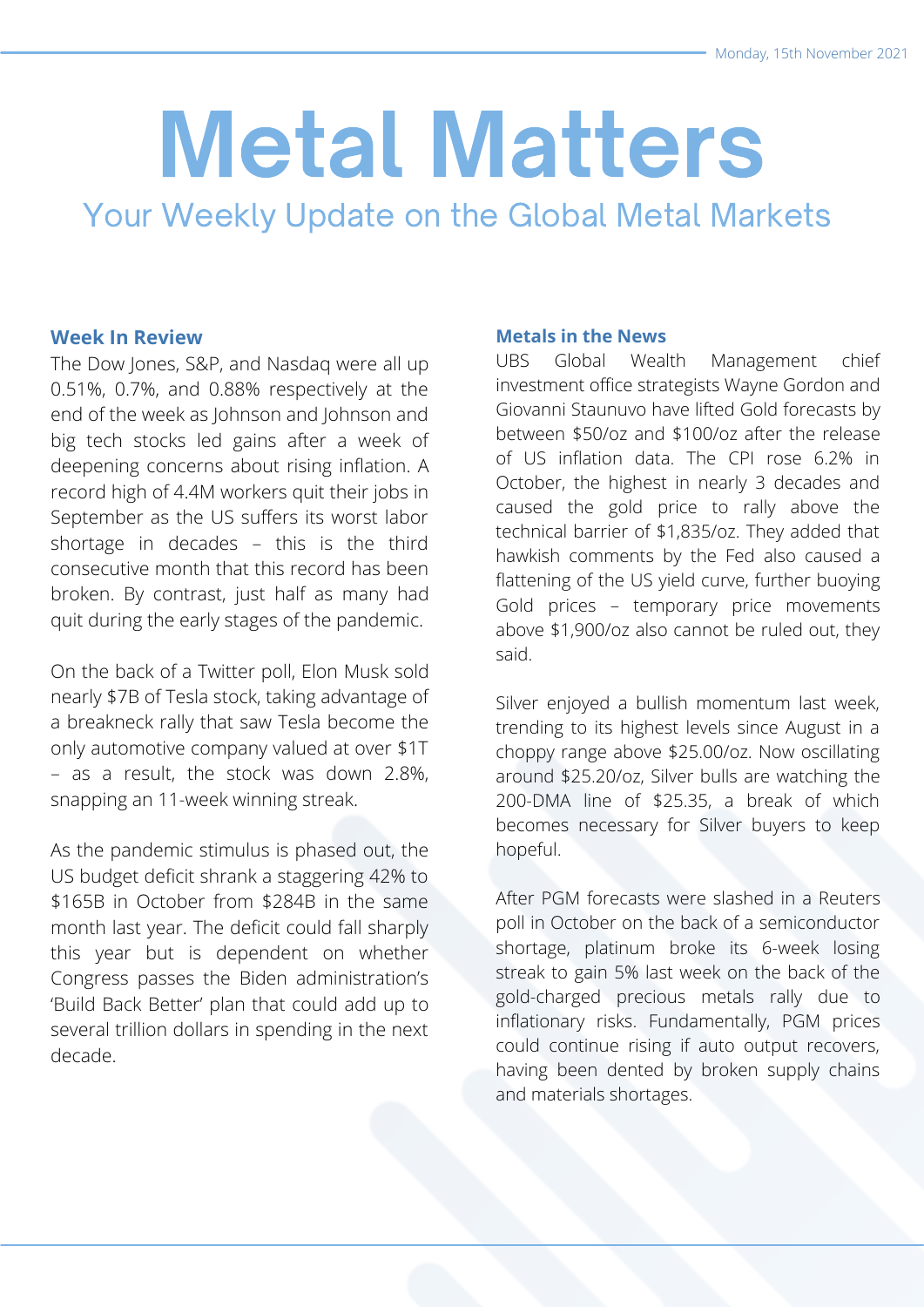Monday, 15th November 2021

# Metal Matters

## Your Weekly Update on the Global Metal Markets

### Week In Review

The Dow Jones, S&P, and Nasdaq were all up 0.51%, 0.7%, and 0.88% respectively at the end of the week as Johnson and Johnson and big tech stocks led gains after a week of deepening concerns about rising inflation. A record high of 4.4M workers quit their jobs in September as the US suffers its worst labor shortage in decades – this is the third consecutive month that this record has been broken. By contrast, just half as many had quit during the early stages of the pandemic.

On the back of a Twitter poll, Elon Musk sold nearly $7B of Tesla stock, taking advantage of a breakneck rally that saw Tesla become the only automotive company valued at over $1T – as a result, the stock was down 2.8%, snapping an 11-week winning streak.

As the pandemic stimulus is phased out, the US budget deficit shrank a staggering 42% to $165B in October from $284B in the same month last year. The deficit could fall sharply this year but is dependent on whether Congress passes the Biden administration's 'Build Back Better' plan that could add up to several trillion dollars in spending in the next decade.

### Metals in the News

UBS Global Wealth Management chief investment office strategists Wayne Gordon and Giovanni Staunuvo have lifted Gold forecasts by between $50/oz and $100/oz after the release of US inflation data. The CPI rose 6.2% in October, the highest in nearly 3 decades and caused the gold price to rally above the technical barrier of $1,835/oz. They added that hawkish comments by the Fed also caused a flattening of the US yield curve, further buoying Gold prices – temporary price movements above $1,900/oz also cannot be ruled out, they said.

Silver enjoyed a bullish momentum last week, trending to its highest levels since August in a choppy range above $25.00/oz. Now oscillating around $25.20/oz, Silver bulls are watching the 200-DMA line of $25.35, a break of which becomes necessary for Silver buyers to keep hopeful.

After PGM forecasts were slashed in a Reuters poll in October on the back of a semiconductor shortage, platinum broke its 6-week losing streak to gain 5% last week on the back of the gold-charged precious metals rally due to inflationary risks. Fundamentally, PGM prices could continue rising if auto output recovers, having been dented by broken supply chains and materials shortages.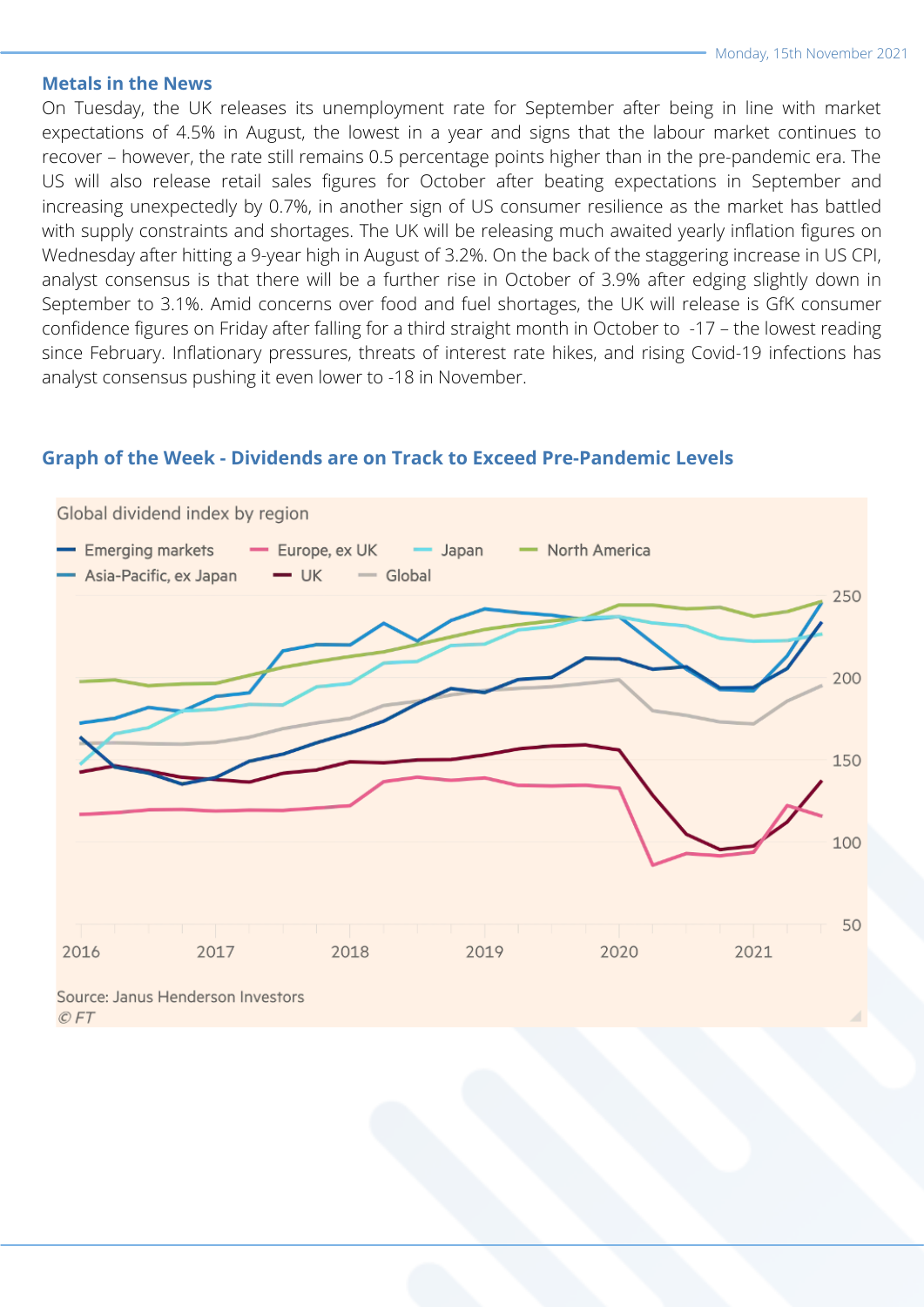## Metals in the News

On Tuesday, the UK releases its unemployment rate for September after being in line with market expectations of 4.5% in August, the lowest in a year and signs that the labour market continues to recover – however, the rate still remains 0.5 percentage points higher than in the pre-pandemic era. The US will also release retail sales figures for October after beating expectations in September and increasing unexpectedly by 0.7%, in another sign of US consumer resilience as the market has battled with supply constraints and shortages. The UK will be releasing much awaited yearly inflation figures on Wednesday after hitting a 9-year high in August of 3.2%. On the back of the staggering increase in US CPI, analyst consensus is that there will be a further rise in October of 3.9% after edging slightly down in September to 3.1%. Amid concerns over food and fuel shortages, the UK will release is GfK consumer confidence figures on Friday after falling for a third straight month in October to -17 – the lowest reading since February. Inflationary pressures, threats of interest rate hikes, and rising Covid-19 infections has analyst consensus pushing it even lower to -18 in November.

## Graph of the Week - Dividends are on Track to Exceed Pre-Pandemic Levels

Global dividend index by region

Emerging markets
Europe, ex UK
Japan
North America
Asia-Pacific, ex Japan
UK
Global

250
200
150
100
50

2016
2017
2018
2019
2020
2021

Source: Janus Henderson Investors
© FT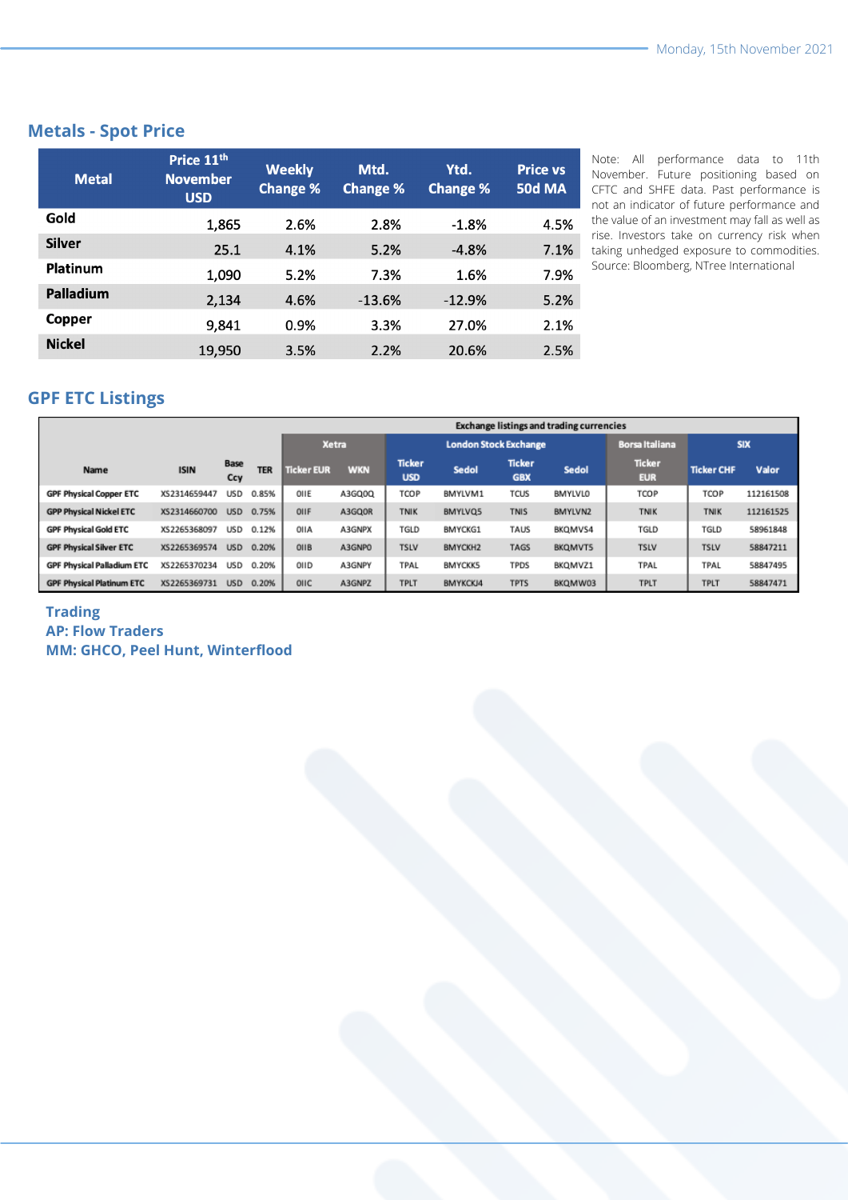## Metals - Spot Price

| Metal | Price 11th November USD | Weekly Change % | Mtd. Change % | Ytd. Change % | Price vs 50d MA |
|---|---|---|---|---|---|
| Gold | 1,865 | 2.6% | 2.8% | -1.8% | 4.5% |
| Silver | 25.1 | 4.1% | 5.2% | -4.8% | 7.1% |
| Platinum | 1,090 | 5.2% | 7.3% | 1.6% | 7.9% |
| Palladium | 2,134 | 4.6% | -13.6% | -12.9% | 5.2% |
| Copper | 9,841 | 0.9% | 3.3% | 27.0% | 2.1% |
| Nickel | 19,950 | 3.5% | 2.2% | 20.6% | 2.5% |

Note: All performance data to 11th November. Future positioning based on CFTC and SHFE data. Past performance is not an indicator of future performance and the value of an investment may fall as well as rise. Investors take on currency risk when taking unhedged exposure to commodities. Source: Bloomberg, NTree International

## GPF ETC Listings

| | | | | Exchange listings and trading currencies | | | | | | | | |
|---|---|---|---|---|---|---|---|---|---|---|---|---|
| | | | | Xetra | | London Stock Exchange | | | | Borsa Italiana | SIX | |
| Name | ISIN | Base Ccy | TER | Ticker EUR | WKN | Ticker USD | Sedol | Ticker GBX | Sedol | Ticker EUR | Ticker CHF | Valor |
| GPF Physical Copper ETC | XS2314659447 | USD | 0.85% | OIIE | A3GQ0Q | TCOP | BMYLVM1 | TCUS | BMYLVL0 | TCOP | TCOP | 112161508 |
| GPF Physical Nickel ETC | XS2314660700 | USD | 0.75% | OIIF | A3GQ0R | TNIK | BMYLVQ5 | TNIS | BMYLVN2 | TNIK | TNIK | 112161525 |
| GPF Physical Gold ETC | XS2265368097 | USD | 0.12% | OIIA | A3GNPX | TGLD | BMYCKG1 | TAUS | BKQMVS4 | TGLD | TGLD | 58961848 |
| GPF Physical Silver ETC | XS2265369574 | USD | 0.20% | OIIB | A3GNP0 | TSLV | BMYCKH2 | TAGS | BKQMVT5 | TSLV | TSLV | 58847211 |
| GPF Physical Palladium ETC | XS2265370234 | USD | 0.20% | OIID | A3GNPY | TPAL | BMYCKK5 | TPDS | BKQMVZ1 | TPAL | TPAL | 58847495 |
| GPF Physical Platinum ETC | XS2265369731 | USD | 0.20% | OIIC | A3GNPZ | TPLT | BMYKCKJ4 | TPTS | BKQMW03 | TPLT | TPLT | 58847471 |

**Trading**
**AP: Flow Traders**
**MM: GHCO, Peel Hunt, Winterflood**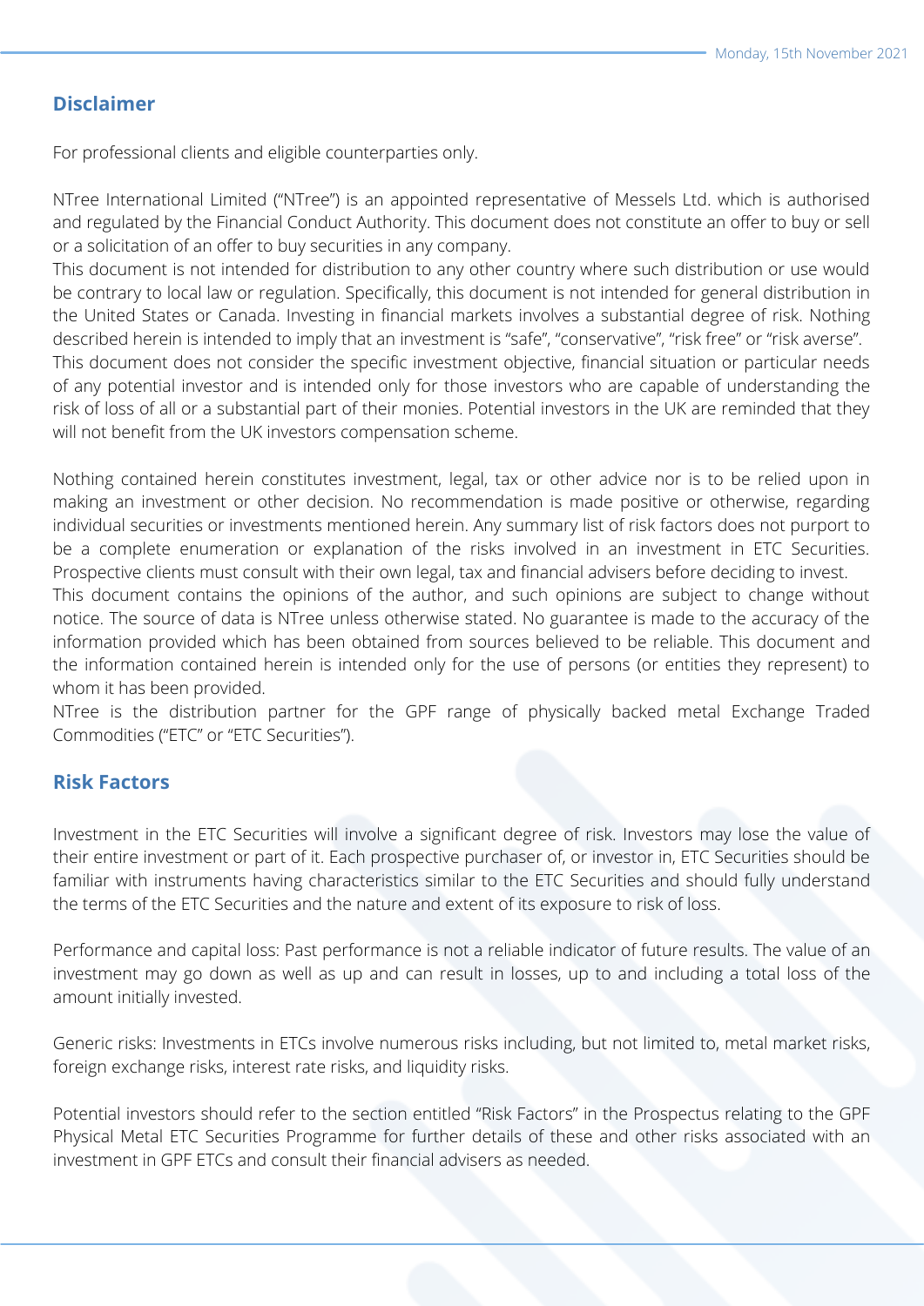## Disclaimer

For professional clients and eligible counterparties only.

NTree International Limited ("NTree") is an appointed representative of Messels Ltd. which is authorised and regulated by the Financial Conduct Authority. This document does not constitute an offer to buy or sell or a solicitation of an offer to buy securities in any company.

This document is not intended for distribution to any other country where such distribution or use would be contrary to local law or regulation. Specifically, this document is not intended for general distribution in the United States or Canada. Investing in financial markets involves a substantial degree of risk. Nothing described herein is intended to imply that an investment is "safe", "conservative", "risk free" or "risk averse".

This document does not consider the specific investment objective, financial situation or particular needs of any potential investor and is intended only for those investors who are capable of understanding the risk of loss of all or a substantial part of their monies. Potential investors in the UK are reminded that they will not benefit from the UK investors compensation scheme.

Nothing contained herein constitutes investment, legal, tax or other advice nor is to be relied upon in making an investment or other decision. No recommendation is made positive or otherwise, regarding individual securities or investments mentioned herein. Any summary list of risk factors does not purport to be a complete enumeration or explanation of the risks involved in an investment in ETC Securities. Prospective clients must consult with their own legal, tax and financial advisers before deciding to invest.

This document contains the opinions of the author, and such opinions are subject to change without notice. The source of data is NTree unless otherwise stated. No guarantee is made to the accuracy of the information provided which has been obtained from sources believed to be reliable. This document and the information contained herein is intended only for the use of persons (or entities they represent) to whom it has been provided.

NTree is the distribution partner for the GPF range of physically backed metal Exchange Traded Commodities ("ETC" or "ETC Securities").

## Risk Factors

Investment in the ETC Securities will involve a significant degree of risk. Investors may lose the value of their entire investment or part of it. Each prospective purchaser of, or investor in, ETC Securities should be familiar with instruments having characteristics similar to the ETC Securities and should fully understand the terms of the ETC Securities and the nature and extent of its exposure to risk of loss.

Performance and capital loss: Past performance is not a reliable indicator of future results. The value of an investment may go down as well as up and can result in losses, up to and including a total loss of the amount initially invested.

Generic risks: Investments in ETCs involve numerous risks including, but not limited to, metal market risks, foreign exchange risks, interest rate risks, and liquidity risks.

Potential investors should refer to the section entitled "Risk Factors" in the Prospectus relating to the GPF Physical Metal ETC Securities Programme for further details of these and other risks associated with an investment in GPF ETCs and consult their financial advisers as needed.